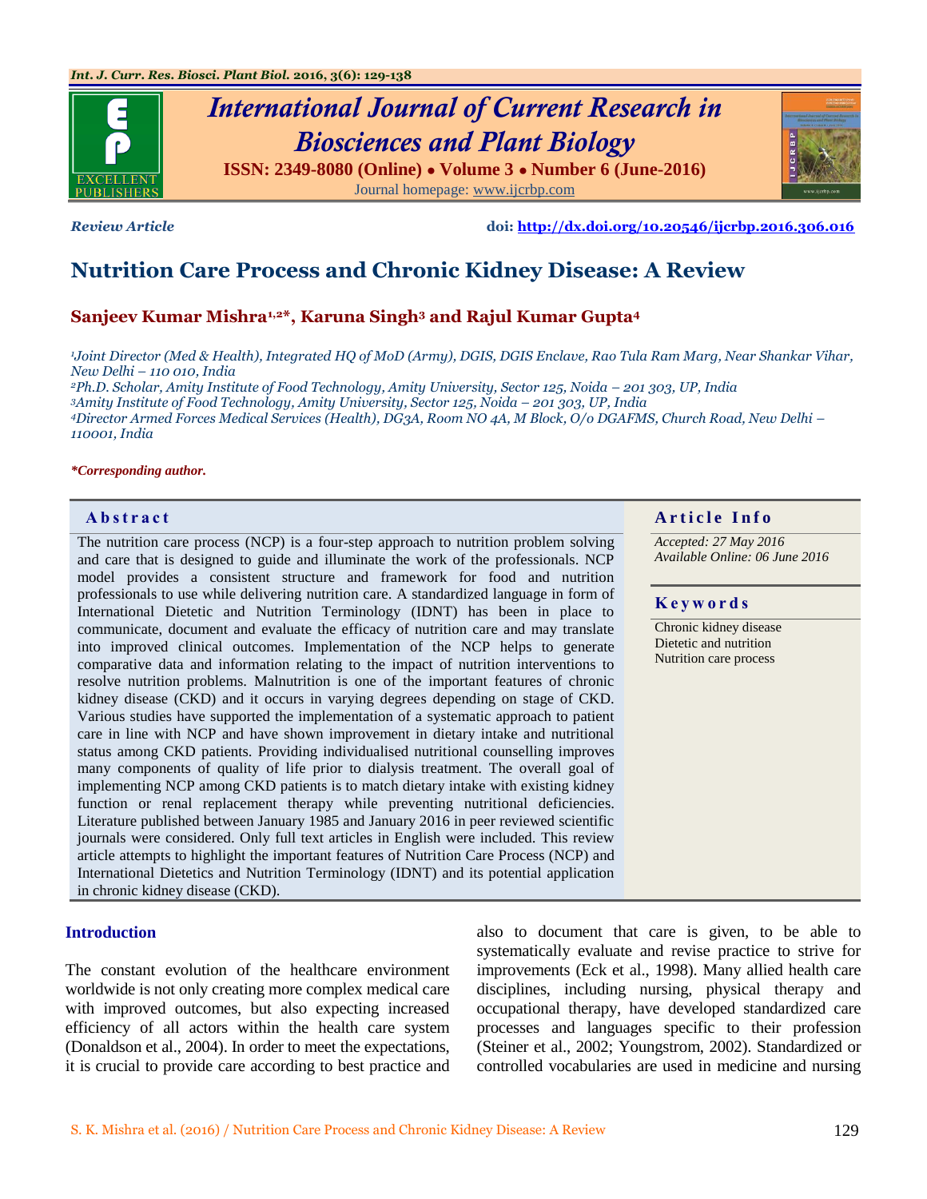*Review Article*

doi: http://dx.doi.org/10.20546/ijcrbp.2016.306.016

# Nutrition Care Process and Chronic Kidney Disease: A Review

**Sanjeev Kumar Mishra[1,2]*, Karuna Singh[3] and Rajul Kumar Gupta[4]**

*[1]Joint Director (Med & Health), Integrated HQ of MoD (Army), DGIS, DGIS Enclave, Rao Tula Ram Marg, Near Shankar Vihar, New Delhi – 110 010, India*
*[2]Ph.D. Scholar, Amity Institute of Food Technology, Amity University, Sector 125, Noida – 201 303, UP, India*
*[3]Amity Institute of Food Technology, Amity University, Sector 125, Noida – 201 303, UP, India*
*[4]Director Armed Forces Medical Services (Health), DG3A, Room NO 4A, M Block, O/o DGAFMS, Church Road, New Delhi – 110001, India*

***Corresponding author.**

## Abstract

The nutrition care process (NCP) is a four-step approach to nutrition problem solving and care that is designed to guide and illuminate the work of the professionals. NCP model provides a consistent structure and framework for food and nutrition professionals to use while delivering nutrition care. A standardized language in form of International Dietetic and Nutrition Terminology (IDNT) has been in place to communicate, document and evaluate the efficacy of nutrition care and may translate into improved clinical outcomes. Implementation of the NCP helps to generate comparative data and information relating to the impact of nutrition interventions to resolve nutrition problems. Malnutrition is one of the important features of chronic kidney disease (CKD) and it occurs in varying degrees depending on stage of CKD. Various studies have supported the implementation of a systematic approach to patient care in line with NCP and have shown improvement in dietary intake and nutritional status among CKD patients. Providing individualised nutritional counselling improves many components of quality of life prior to dialysis treatment. The overall goal of implementing NCP among CKD patients is to match dietary intake with existing kidney function or renal replacement therapy while preventing nutritional deficiencies. Literature published between January 1985 and January 2016 in peer reviewed scientific journals were considered. Only full text articles in English were included. This review article attempts to highlight the important features of Nutrition Care Process (NCP) and International Dietetics and Nutrition Terminology (IDNT) and its potential application in chronic kidney disease (CKD).

## Article Info

*Accepted: 27 May 2016*
*Available Online: 06 June 2016*

## Keywords

Chronic kidney disease
Dietetic and nutrition
Nutrition care process

## Introduction

The constant evolution of the healthcare environment worldwide is not only creating more complex medical care with improved outcomes, but also expecting increased efficiency of all actors within the health care system (Donaldson et al., 2004). In order to meet the expectations, it is crucial to provide care according to best practice and also to document that care is given, to be able to systematically evaluate and revise practice to strive for improvements (Eck et al., 1998). Many allied health care disciplines, including nursing, physical therapy and occupational therapy, have developed standardized care processes and languages specific to their profession (Steiner et al., 2002; Youngstrom, 2002). Standardized or controlled vocabularies are used in medicine and nursing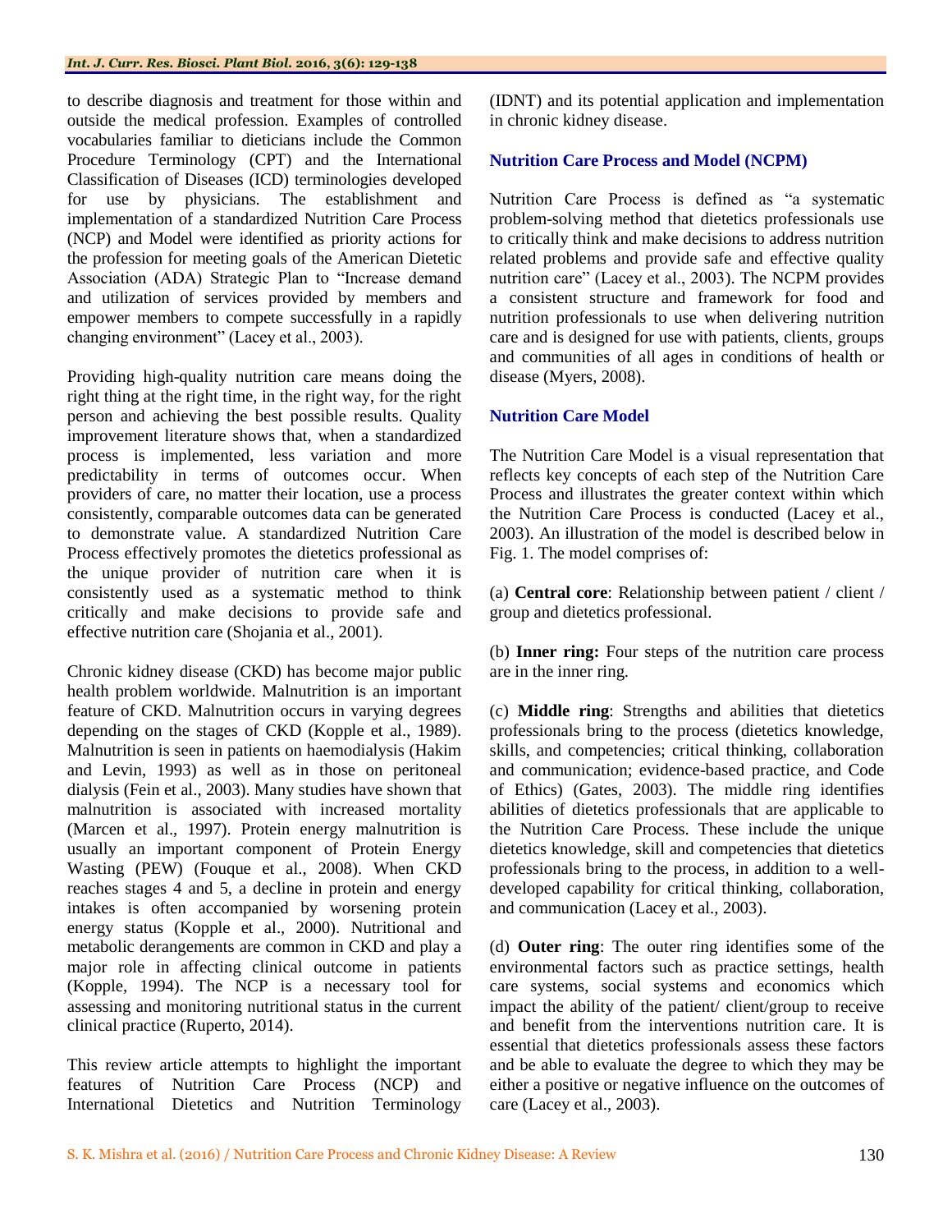to describe diagnosis and treatment for those within and outside the medical profession. Examples of controlled vocabularies familiar to dieticians include the Common Procedure Terminology (CPT) and the International Classification of Diseases (ICD) terminologies developed for use by physicians. The establishment and implementation of a standardized Nutrition Care Process (NCP) and Model were identified as priority actions for the profession for meeting goals of the American Dietetic Association (ADA) Strategic Plan to "Increase demand and utilization of services provided by members and empower members to compete successfully in a rapidly changing environment" (Lacey et al., 2003).

Providing high-quality nutrition care means doing the right thing at the right time, in the right way, for the right person and achieving the best possible results. Quality improvement literature shows that, when a standardized process is implemented, less variation and more predictability in terms of outcomes occur. When providers of care, no matter their location, use a process consistently, comparable outcomes data can be generated to demonstrate value. A standardized Nutrition Care Process effectively promotes the dietetics professional as the unique provider of nutrition care when it is consistently used as a systematic method to think critically and make decisions to provide safe and effective nutrition care (Shojania et al., 2001).

Chronic kidney disease (CKD) has become major public health problem worldwide. Malnutrition is an important feature of CKD. Malnutrition occurs in varying degrees depending on the stages of CKD (Kopple et al., 1989). Malnutrition is seen in patients on haemodialysis (Hakim and Levin, 1993) as well as in those on peritoneal dialysis (Fein et al., 2003). Many studies have shown that malnutrition is associated with increased mortality (Marcen et al., 1997). Protein energy malnutrition is usually an important component of Protein Energy Wasting (PEW) (Fouque et al., 2008). When CKD reaches stages 4 and 5, a decline in protein and energy intakes is often accompanied by worsening protein energy status (Kopple et al., 2000). Nutritional and metabolic derangements are common in CKD and play a major role in affecting clinical outcome in patients (Kopple, 1994). The NCP is a necessary tool for assessing and monitoring nutritional status in the current clinical practice (Ruperto, 2014).

This review article attempts to highlight the important features of Nutrition Care Process (NCP) and International Dietetics and Nutrition Terminology (IDNT) and its potential application and implementation in chronic kidney disease.

## Nutrition Care Process and Model (NCPM)

Nutrition Care Process is defined as "a systematic problem-solving method that dietetics professionals use to critically think and make decisions to address nutrition related problems and provide safe and effective quality nutrition care" (Lacey et al., 2003). The NCPM provides a consistent structure and framework for food and nutrition professionals to use when delivering nutrition care and is designed for use with patients, clients, groups and communities of all ages in conditions of health or disease (Myers, 2008).

## Nutrition Care Model

The Nutrition Care Model is a visual representation that reflects key concepts of each step of the Nutrition Care Process and illustrates the greater context within which the Nutrition Care Process is conducted (Lacey et al., 2003). An illustration of the model is described below in Fig. 1. The model comprises of:

(a) **Central core**: Relationship between patient / client / group and dietetics professional.

(b) **Inner ring:** Four steps of the nutrition care process are in the inner ring.

(c) **Middle ring**: Strengths and abilities that dietetics professionals bring to the process (dietetics knowledge, skills, and competencies; critical thinking, collaboration and communication; evidence-based practice, and Code of Ethics) (Gates, 2003). The middle ring identifies abilities of dietetics professionals that are applicable to the Nutrition Care Process. These include the unique dietetics knowledge, skill and competencies that dietetics professionals bring to the process, in addition to a well-developed capability for critical thinking, collaboration, and communication (Lacey et al., 2003).

(d) **Outer ring**: The outer ring identifies some of the environmental factors such as practice settings, health care systems, social systems and economics which impact the ability of the patient/ client/group to receive and benefit from the interventions nutrition care. It is essential that dietetics professionals assess these factors and be able to evaluate the degree to which they may be either a positive or negative influence on the outcomes of care (Lacey et al., 2003).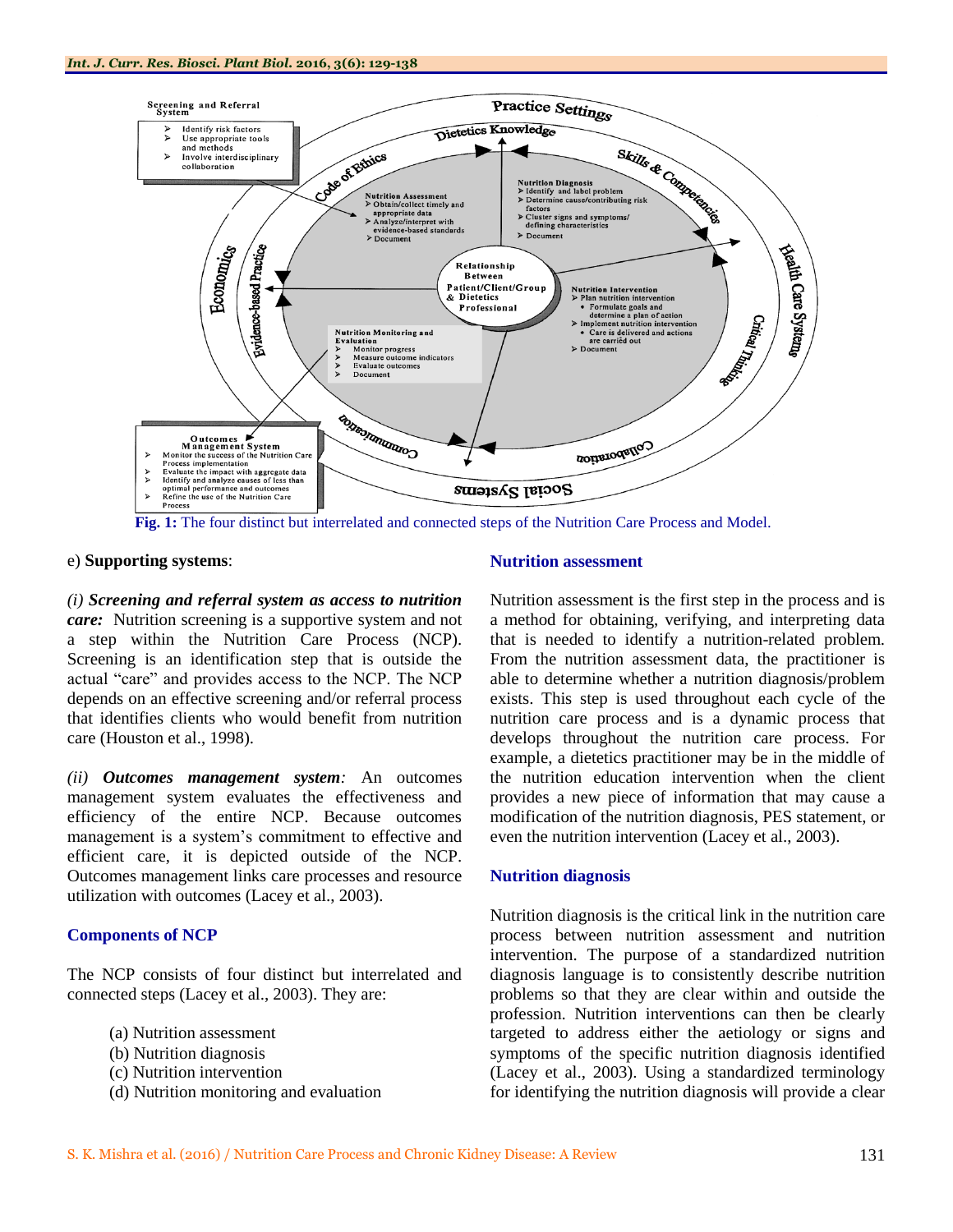Fig. 1: The four distinct but interrelated and connected steps of the Nutrition Care Process and Model.

e) **Supporting systems**:

*(i) **Screening and referral system as access to nutrition care:*** Nutrition screening is a supportive system and not a step within the Nutrition Care Process (NCP). Screening is an identification step that is outside the actual "care" and provides access to the NCP. The NCP depends on an effective screening and/or referral process that identifies clients who would benefit from nutrition care (Houston et al., 1998).

*(ii) **Outcomes management system**:* An outcomes management system evaluates the effectiveness and efficiency of the entire NCP. Because outcomes management is a system's commitment to effective and efficient care, it is depicted outside of the NCP. Outcomes management links care processes and resource utilization with outcomes (Lacey et al., 2003).

## Components of NCP

The NCP consists of four distinct but interrelated and connected steps (Lacey et al., 2003). They are:

(a) Nutrition assessment
(b) Nutrition diagnosis
(c) Nutrition intervention
(d) Nutrition monitoring and evaluation

## Nutrition assessment

Nutrition assessment is the first step in the process and is a method for obtaining, verifying, and interpreting data that is needed to identify a nutrition-related problem. From the nutrition assessment data, the practitioner is able to determine whether a nutrition diagnosis/problem exists. This step is used throughout each cycle of the nutrition care process and is a dynamic process that develops throughout the nutrition care process. For example, a dietetics practitioner may be in the middle of the nutrition education intervention when the client provides a new piece of information that may cause a modification of the nutrition diagnosis, PES statement, or even the nutrition intervention (Lacey et al., 2003).

## Nutrition diagnosis

Nutrition diagnosis is the critical link in the nutrition care process between nutrition assessment and nutrition intervention. The purpose of a standardized nutrition diagnosis language is to consistently describe nutrition problems so that they are clear within and outside the profession. Nutrition interventions can then be clearly targeted to address either the aetiology or signs and symptoms of the specific nutrition diagnosis identified (Lacey et al., 2003). Using a standardized terminology for identifying the nutrition diagnosis will provide a clear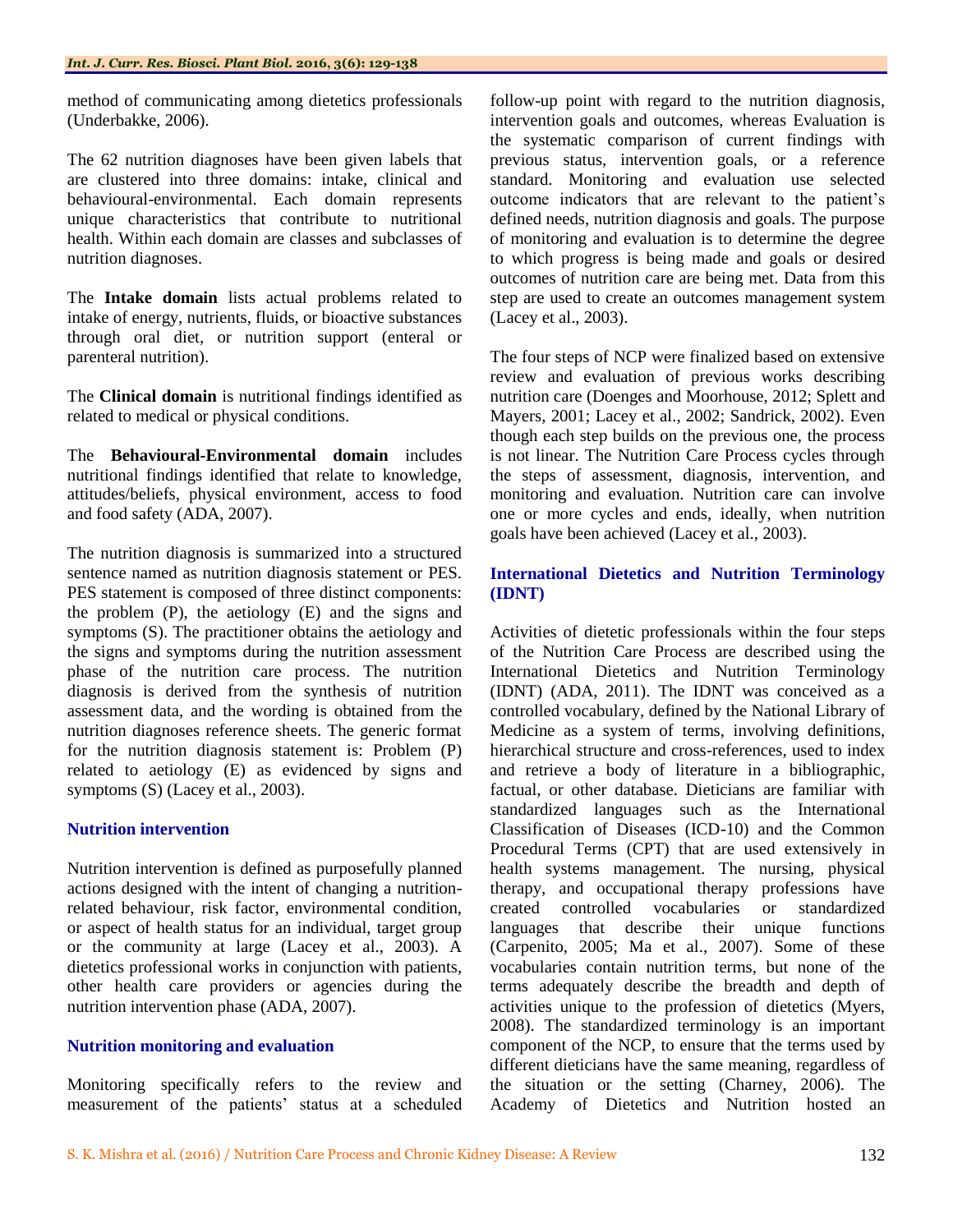method of communicating among dietetics professionals (Underbakke, 2006).

The 62 nutrition diagnoses have been given labels that are clustered into three domains: intake, clinical and behavioural-environmental. Each domain represents unique characteristics that contribute to nutritional health. Within each domain are classes and subclasses of nutrition diagnoses.

The **Intake domain** lists actual problems related to intake of energy, nutrients, fluids, or bioactive substances through oral diet, or nutrition support (enteral or parenteral nutrition).

The **Clinical domain** is nutritional findings identified as related to medical or physical conditions.

The **Behavioural-Environmental domain** includes nutritional findings identified that relate to knowledge, attitudes/beliefs, physical environment, access to food and food safety (ADA, 2007).

The nutrition diagnosis is summarized into a structured sentence named as nutrition diagnosis statement or PES. PES statement is composed of three distinct components: the problem (P), the aetiology (E) and the signs and symptoms (S). The practitioner obtains the aetiology and the signs and symptoms during the nutrition assessment phase of the nutrition care process. The nutrition diagnosis is derived from the synthesis of nutrition assessment data, and the wording is obtained from the nutrition diagnoses reference sheets. The generic format for the nutrition diagnosis statement is: Problem (P) related to aetiology (E) as evidenced by signs and symptoms (S) (Lacey et al., 2003).

### Nutrition intervention

Nutrition intervention is defined as purposefully planned actions designed with the intent of changing a nutrition-related behaviour, risk factor, environmental condition, or aspect of health status for an individual, target group or the community at large (Lacey et al., 2003). A dietetics professional works in conjunction with patients, other health care providers or agencies during the nutrition intervention phase (ADA, 2007).

### Nutrition monitoring and evaluation

Monitoring specifically refers to the review and measurement of the patients' status at a scheduled follow-up point with regard to the nutrition diagnosis, intervention goals and outcomes, whereas Evaluation is the systematic comparison of current findings with previous status, intervention goals, or a reference standard. Monitoring and evaluation use selected outcome indicators that are relevant to the patient's defined needs, nutrition diagnosis and goals. The purpose of monitoring and evaluation is to determine the degree to which progress is being made and goals or desired outcomes of nutrition care are being met. Data from this step are used to create an outcomes management system (Lacey et al., 2003).

The four steps of NCP were finalized based on extensive review and evaluation of previous works describing nutrition care (Doenges and Moorhouse, 2012; Splett and Mayers, 2001; Lacey et al., 2002; Sandrick, 2002). Even though each step builds on the previous one, the process is not linear. The Nutrition Care Process cycles through the steps of assessment, diagnosis, intervention, and monitoring and evaluation. Nutrition care can involve one or more cycles and ends, ideally, when nutrition goals have been achieved (Lacey et al., 2003).

### International Dietetics and Nutrition Terminology (IDNT)

Activities of dietetic professionals within the four steps of the Nutrition Care Process are described using the International Dietetics and Nutrition Terminology (IDNT) (ADA, 2011). The IDNT was conceived as a controlled vocabulary, defined by the National Library of Medicine as a system of terms, involving definitions, hierarchical structure and cross-references, used to index and retrieve a body of literature in a bibliographic, factual, or other database. Dieticians are familiar with standardized languages such as the International Classification of Diseases (ICD-10) and the Common Procedural Terms (CPT) that are used extensively in health systems management. The nursing, physical therapy, and occupational therapy professions have created controlled vocabularies or standardized languages that describe their unique functions (Carpenito, 2005; Ma et al., 2007). Some of these vocabularies contain nutrition terms, but none of the terms adequately describe the breadth and depth of activities unique to the profession of dietetics (Myers, 2008). The standardized terminology is an important component of the NCP, to ensure that the terms used by different dieticians have the same meaning, regardless of the situation or the setting (Charney, 2006). The Academy of Dietetics and Nutrition hosted an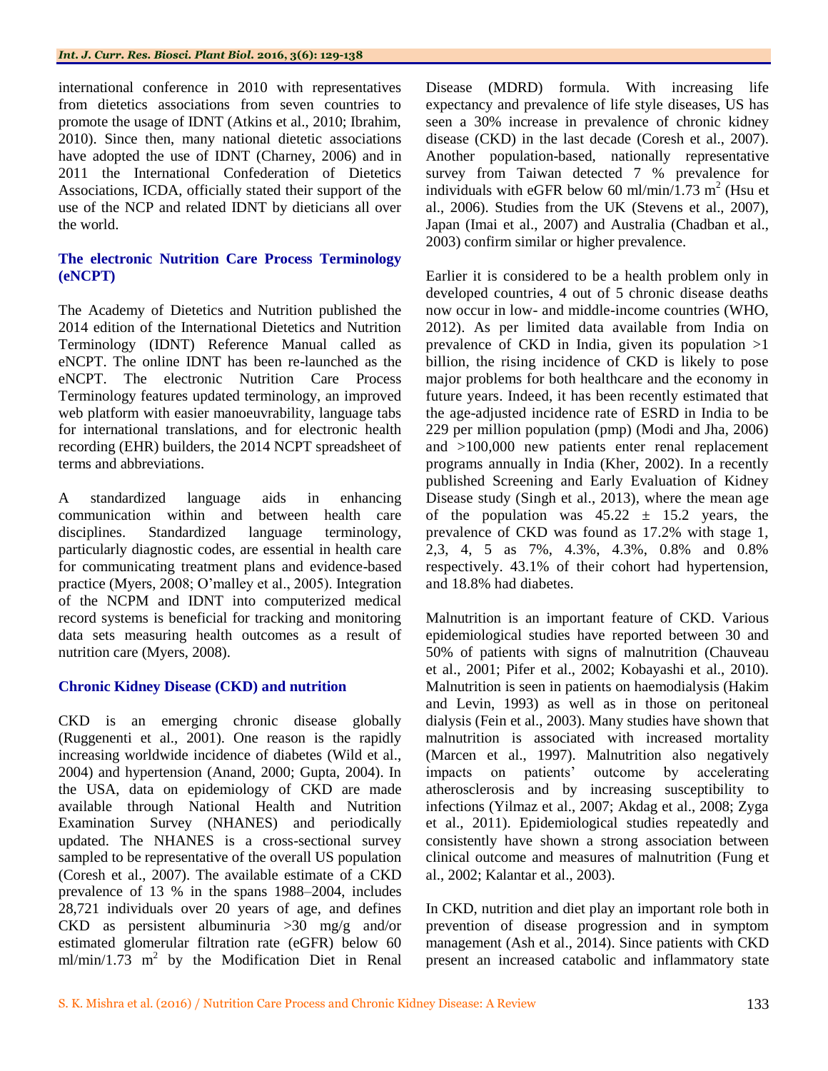international conference in 2010 with representatives from dietetics associations from seven countries to promote the usage of IDNT (Atkins et al., 2010; Ibrahim, 2010). Since then, many national dietetic associations have adopted the use of IDNT (Charney, 2006) and in 2011 the International Confederation of Dietetics Associations, ICDA, officially stated their support of the use of the NCP and related IDNT by dieticians all over the world.

### The electronic Nutrition Care Process Terminology (eNCPT)

The Academy of Dietetics and Nutrition published the 2014 edition of the International Dietetics and Nutrition Terminology (IDNT) Reference Manual called as eNCPT. The online IDNT has been re-launched as the eNCPT. The electronic Nutrition Care Process Terminology features updated terminology, an improved web platform with easier manoeuvrability, language tabs for international translations, and for electronic health recording (EHR) builders, the 2014 NCPT spreadsheet of terms and abbreviations.

A standardized language aids in enhancing communication within and between health care disciplines. Standardized language terminology, particularly diagnostic codes, are essential in health care for communicating treatment plans and evidence-based practice (Myers, 2008; O'malley et al., 2005). Integration of the NCPM and IDNT into computerized medical record systems is beneficial for tracking and monitoring data sets measuring health outcomes as a result of nutrition care (Myers, 2008).

### Chronic Kidney Disease (CKD) and nutrition

CKD is an emerging chronic disease globally (Ruggenenti et al., 2001). One reason is the rapidly increasing worldwide incidence of diabetes (Wild et al., 2004) and hypertension (Anand, 2000; Gupta, 2004). In the USA, data on epidemiology of CKD are made available through National Health and Nutrition Examination Survey (NHANES) and periodically updated. The NHANES is a cross-sectional survey sampled to be representative of the overall US population (Coresh et al., 2007). The available estimate of a CKD prevalence of 13 % in the spans 1988–2004, includes 28,721 individuals over 20 years of age, and defines CKD as persistent albuminuria >30 mg/g and/or estimated glomerular filtration rate (eGFR) below 60 ml/min/1.73 $m^2$ by the Modification Diet in Renal Disease (MDRD) formula. With increasing life expectancy and prevalence of life style diseases, US has seen a 30% increase in prevalence of chronic kidney disease (CKD) in the last decade (Coresh et al., 2007). Another population-based, nationally representative survey from Taiwan detected 7 % prevalence for individuals with eGFR below 60 ml/min/1.73 $m^2$ (Hsu et al., 2006). Studies from the UK (Stevens et al., 2007), Japan (Imai et al., 2007) and Australia (Chadban et al., 2003) confirm similar or higher prevalence.

Earlier it is considered to be a health problem only in developed countries, 4 out of 5 chronic disease deaths now occur in low- and middle-income countries (WHO, 2012). As per limited data available from India on prevalence of CKD in India, given its population >1 billion, the rising incidence of CKD is likely to pose major problems for both healthcare and the economy in future years. Indeed, it has been recently estimated that the age-adjusted incidence rate of ESRD in India to be 229 per million population (pmp) (Modi and Jha, 2006) and >100,000 new patients enter renal replacement programs annually in India (Kher, 2002). In a recently published Screening and Early Evaluation of Kidney Disease study (Singh et al., 2013), where the mean age of the population was 45.22 ± 15.2 years, the prevalence of CKD was found as 17.2% with stage 1, 2,3, 4, 5 as 7%, 4.3%, 4.3%, 0.8% and 0.8% respectively. 43.1% of their cohort had hypertension, and 18.8% had diabetes.

Malnutrition is an important feature of CKD. Various epidemiological studies have reported between 30 and 50% of patients with signs of malnutrition (Chauveau et al., 2001; Pifer et al., 2002; Kobayashi et al., 2010). Malnutrition is seen in patients on haemodialysis (Hakim and Levin, 1993) as well as in those on peritoneal dialysis (Fein et al., 2003). Many studies have shown that malnutrition is associated with increased mortality (Marcen et al., 1997). Malnutrition also negatively impacts on patients' outcome by accelerating atherosclerosis and by increasing susceptibility to infections (Yilmaz et al., 2007; Akdag et al., 2008; Zyga et al., 2011). Epidemiological studies repeatedly and consistently have shown a strong association between clinical outcome and measures of malnutrition (Fung et al., 2002; Kalantar et al., 2003).

In CKD, nutrition and diet play an important role both in prevention of disease progression and in symptom management (Ash et al., 2014). Since patients with CKD present an increased catabolic and inflammatory state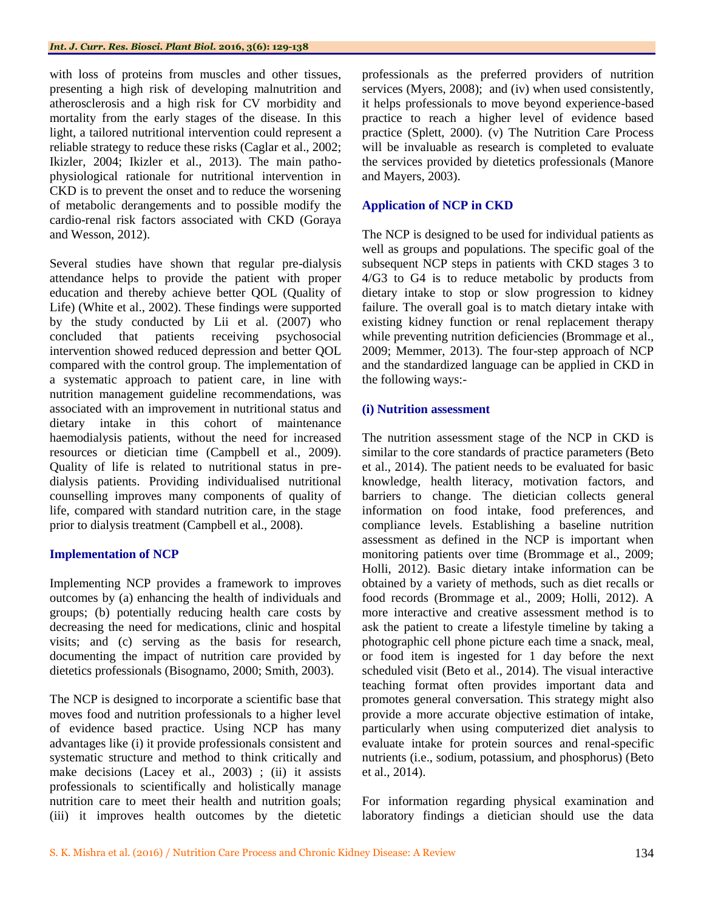with loss of proteins from muscles and other tissues, presenting a high risk of developing malnutrition and atherosclerosis and a high risk for CV morbidity and mortality from the early stages of the disease. In this light, a tailored nutritional intervention could represent a reliable strategy to reduce these risks (Caglar et al., 2002; Ikizler, 2004; Ikizler et al., 2013). The main patho-physiological rationale for nutritional intervention in CKD is to prevent the onset and to reduce the worsening of metabolic derangements and to possible modify the cardio-renal risk factors associated with CKD (Goraya and Wesson, 2012).

Several studies have shown that regular pre-dialysis attendance helps to provide the patient with proper education and thereby achieve better QOL (Quality of Life) (White et al., 2002). These findings were supported by the study conducted by Lii et al. (2007) who concluded that patients receiving psychosocial intervention showed reduced depression and better QOL compared with the control group. The implementation of a systematic approach to patient care, in line with nutrition management guideline recommendations, was associated with an improvement in nutritional status and dietary intake in this cohort of maintenance haemodialysis patients, without the need for increased resources or dietician time (Campbell et al., 2009). Quality of life is related to nutritional status in pre-dialysis patients. Providing individualised nutritional counselling improves many components of quality of life, compared with standard nutrition care, in the stage prior to dialysis treatment (Campbell et al., 2008).

### Implementation of NCP

Implementing NCP provides a framework to improves outcomes by (a) enhancing the health of individuals and groups; (b) potentially reducing health care costs by decreasing the need for medications, clinic and hospital visits; and (c) serving as the basis for research, documenting the impact of nutrition care provided by dietetics professionals (Bisognamo, 2000; Smith, 2003).

The NCP is designed to incorporate a scientific base that moves food and nutrition professionals to a higher level of evidence based practice. Using NCP has many advantages like (i) it provide professionals consistent and systematic structure and method to think critically and make decisions (Lacey et al., 2003) ; (ii) it assists professionals to scientifically and holistically manage nutrition care to meet their health and nutrition goals; (iii) it improves health outcomes by the dietetic professionals as the preferred providers of nutrition services (Myers, 2008); and (iv) when used consistently, it helps professionals to move beyond experience-based practice to reach a higher level of evidence based practice (Splett, 2000). (v) The Nutrition Care Process will be invaluable as research is completed to evaluate the services provided by dietetics professionals (Manore and Mayers, 2003).

### Application of NCP in CKD

The NCP is designed to be used for individual patients as well as groups and populations. The specific goal of the subsequent NCP steps in patients with CKD stages 3 to 4/G3 to G4 is to reduce metabolic by products from dietary intake to stop or slow progression to kidney failure. The overall goal is to match dietary intake with existing kidney function or renal replacement therapy while preventing nutrition deficiencies (Brommage et al., 2009; Memmer, 2013). The four-step approach of NCP and the standardized language can be applied in CKD in the following ways:-

#### (i) Nutrition assessment

The nutrition assessment stage of the NCP in CKD is similar to the core standards of practice parameters (Beto et al., 2014). The patient needs to be evaluated for basic knowledge, health literacy, motivation factors, and barriers to change. The dietician collects general information on food intake, food preferences, and compliance levels. Establishing a baseline nutrition assessment as defined in the NCP is important when monitoring patients over time (Brommage et al., 2009; Holli, 2012). Basic dietary intake information can be obtained by a variety of methods, such as diet recalls or food records (Brommage et al., 2009; Holli, 2012). A more interactive and creative assessment method is to ask the patient to create a lifestyle timeline by taking a photographic cell phone picture each time a snack, meal, or food item is ingested for 1 day before the next scheduled visit (Beto et al., 2014). The visual interactive teaching format often provides important data and promotes general conversation. This strategy might also provide a more accurate objective estimation of intake, particularly when using computerized diet analysis to evaluate intake for protein sources and renal-specific nutrients (i.e., sodium, potassium, and phosphorus) (Beto et al., 2014).

For information regarding physical examination and laboratory findings a dietician should use the data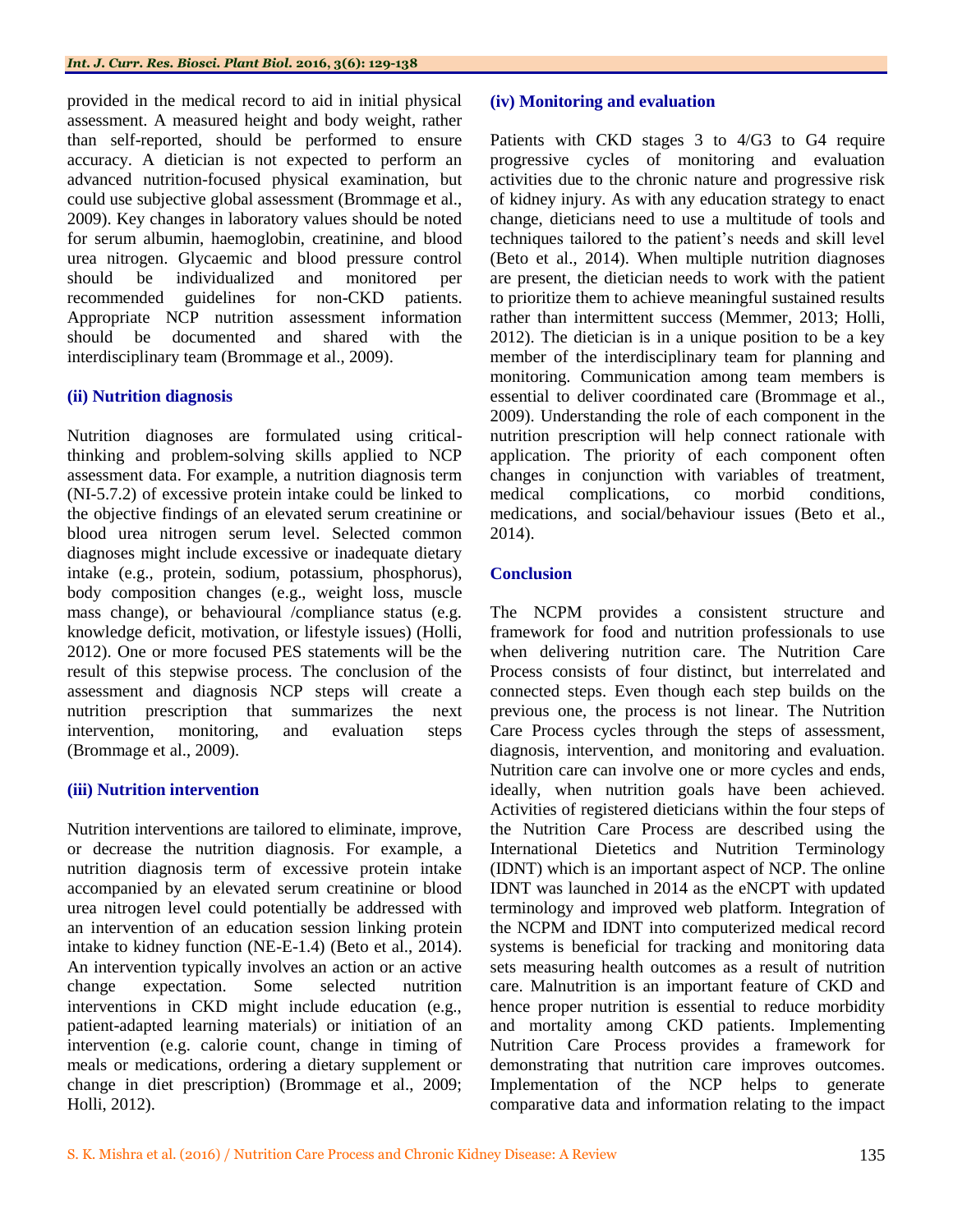provided in the medical record to aid in initial physical assessment. A measured height and body weight, rather than self-reported, should be performed to ensure accuracy. A dietician is not expected to perform an advanced nutrition-focused physical examination, but could use subjective global assessment (Brommage et al., 2009). Key changes in laboratory values should be noted for serum albumin, haemoglobin, creatinine, and blood urea nitrogen. Glycaemic and blood pressure control should be individualized and monitored per recommended guidelines for non-CKD patients. Appropriate NCP nutrition assessment information should be documented and shared with the interdisciplinary team (Brommage et al., 2009).

### (ii) Nutrition diagnosis

Nutrition diagnoses are formulated using critical-thinking and problem-solving skills applied to NCP assessment data. For example, a nutrition diagnosis term (NI-5.7.2) of excessive protein intake could be linked to the objective findings of an elevated serum creatinine or blood urea nitrogen serum level. Selected common diagnoses might include excessive or inadequate dietary intake (e.g., protein, sodium, potassium, phosphorus), body composition changes (e.g., weight loss, muscle mass change), or behavioural /compliance status (e.g. knowledge deficit, motivation, or lifestyle issues) (Holli, 2012). One or more focused PES statements will be the result of this stepwise process. The conclusion of the assessment and diagnosis NCP steps will create a nutrition prescription that summarizes the next intervention, monitoring, and evaluation steps (Brommage et al., 2009).

### (iii) Nutrition intervention

Nutrition interventions are tailored to eliminate, improve, or decrease the nutrition diagnosis. For example, a nutrition diagnosis term of excessive protein intake accompanied by an elevated serum creatinine or blood urea nitrogen level could potentially be addressed with an intervention of an education session linking protein intake to kidney function (NE-E-1.4) (Beto et al., 2014). An intervention typically involves an action or an active change expectation. Some selected nutrition interventions in CKD might include education (e.g., patient-adapted learning materials) or initiation of an intervention (e.g. calorie count, change in timing of meals or medications, ordering a dietary supplement or change in diet prescription) (Brommage et al., 2009; Holli, 2012).

### (iv) Monitoring and evaluation

Patients with CKD stages 3 to 4/G3 to G4 require progressive cycles of monitoring and evaluation activities due to the chronic nature and progressive risk of kidney injury. As with any education strategy to enact change, dieticians need to use a multitude of tools and techniques tailored to the patient's needs and skill level (Beto et al., 2014). When multiple nutrition diagnoses are present, the dietician needs to work with the patient to prioritize them to achieve meaningful sustained results rather than intermittent success (Memmer, 2013; Holli, 2012). The dietician is in a unique position to be a key member of the interdisciplinary team for planning and monitoring. Communication among team members is essential to deliver coordinated care (Brommage et al., 2009). Understanding the role of each component in the nutrition prescription will help connect rationale with application. The priority of each component often changes in conjunction with variables of treatment, medical complications, co morbid conditions, medications, and social/behaviour issues (Beto et al., 2014).

## Conclusion

The NCPM provides a consistent structure and framework for food and nutrition professionals to use when delivering nutrition care. The Nutrition Care Process consists of four distinct, but interrelated and connected steps. Even though each step builds on the previous one, the process is not linear. The Nutrition Care Process cycles through the steps of assessment, diagnosis, intervention, and monitoring and evaluation. Nutrition care can involve one or more cycles and ends, ideally, when nutrition goals have been achieved. Activities of registered dieticians within the four steps of the Nutrition Care Process are described using the International Dietetics and Nutrition Terminology (IDNT) which is an important aspect of NCP. The online IDNT was launched in 2014 as the eNCPT with updated terminology and improved web platform. Integration of the NCPM and IDNT into computerized medical record systems is beneficial for tracking and monitoring data sets measuring health outcomes as a result of nutrition care. Malnutrition is an important feature of CKD and hence proper nutrition is essential to reduce morbidity and mortality among CKD patients. Implementing Nutrition Care Process provides a framework for demonstrating that nutrition care improves outcomes. Implementation of the NCP helps to generate comparative data and information relating to the impact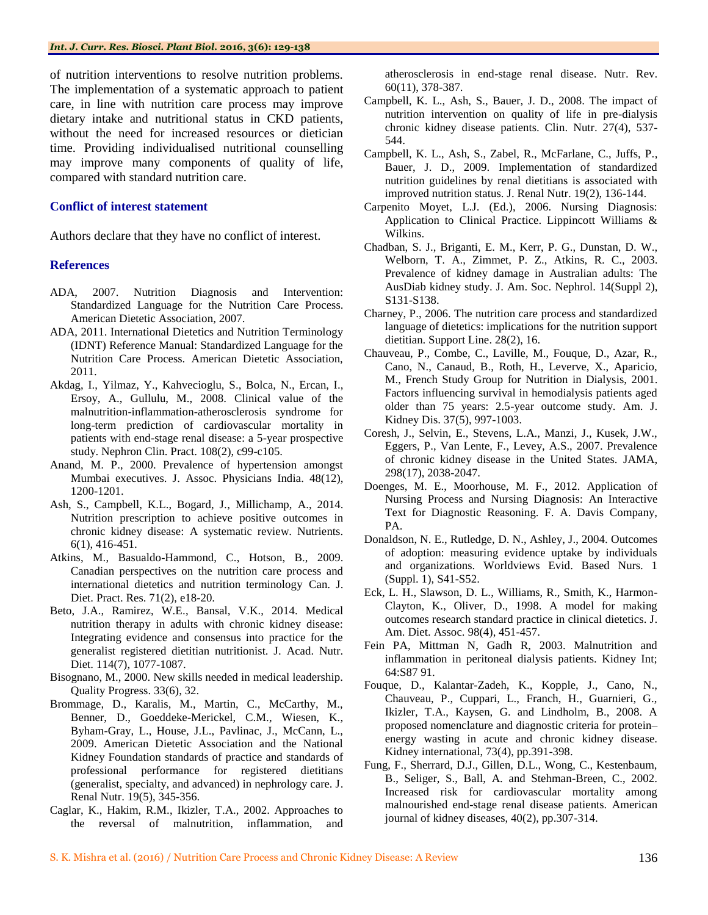of nutrition interventions to resolve nutrition problems. The implementation of a systematic approach to patient care, in line with nutrition care process may improve dietary intake and nutritional status in CKD patients, without the need for increased resources or dietician time. Providing individualised nutritional counselling may improve many components of quality of life, compared with standard nutrition care.

### Conflict of interest statement

Authors declare that they have no conflict of interest.

### References

ADA, 2007. Nutrition Diagnosis and Intervention: Standardized Language for the Nutrition Care Process. American Dietetic Association, 2007.

ADA, 2011. International Dietetics and Nutrition Terminology (IDNT) Reference Manual: Standardized Language for the Nutrition Care Process. American Dietetic Association, 2011.

Akdag, I., Yilmaz, Y., Kahvecioglu, S., Bolca, N., Ercan, I., Ersoy, A., Gullulu, M., 2008. Clinical value of the malnutrition-inflammation-atherosclerosis syndrome for long-term prediction of cardiovascular mortality in patients with end-stage renal disease: a 5-year prospective study. Nephron Clin. Pract. 108(2), c99-c105.

Anand, M. P., 2000. Prevalence of hypertension amongst Mumbai executives. J. Assoc. Physicians India. 48(12), 1200-1201.

Ash, S., Campbell, K.L., Bogard, J., Millichamp, A., 2014. Nutrition prescription to achieve positive outcomes in chronic kidney disease: A systematic review. Nutrients. 6(1), 416-451.

Atkins, M., Basualdo-Hammond, C., Hotson, B., 2009. Canadian perspectives on the nutrition care process and international dietetics and nutrition terminology Can. J. Diet. Pract. Res. 71(2), e18-20.

Beto, J.A., Ramirez, W.E., Bansal, V.K., 2014. Medical nutrition therapy in adults with chronic kidney disease: Integrating evidence and consensus into practice for the generalist registered dietitian nutritionist. J. Acad. Nutr. Diet. 114(7), 1077-1087.

Bisognano, M., 2000. New skills needed in medical leadership. Quality Progress. 33(6), 32.

Brommage, D., Karalis, M., Martin, C., McCarthy, M., Benner, D., Goeddeke-Merickel, C.M., Wiesen, K., Byham-Gray, L., House, J.L., Pavlinac, J., McCann, L., 2009. American Dietetic Association and the National Kidney Foundation standards of practice and standards of professional performance for registered dietitians (generalist, specialty, and advanced) in nephrology care. J. Renal Nutr. 19(5), 345-356.

Caglar, K., Hakim, R.M., Ikizler, T.A., 2002. Approaches to the reversal of malnutrition, inflammation, and atherosclerosis in end-stage renal disease. Nutr. Rev. 60(11), 378-387.

Campbell, K. L., Ash, S., Bauer, J. D., 2008. The impact of nutrition intervention on quality of life in pre-dialysis chronic kidney disease patients. Clin. Nutr. 27(4), 537-544.

Campbell, K. L., Ash, S., Zabel, R., McFarlane, C., Juffs, P., Bauer, J. D., 2009. Implementation of standardized nutrition guidelines by renal dietitians is associated with improved nutrition status. J. Renal Nutr. 19(2), 136-144.

Carpenito Moyet, L.J. (Ed.), 2006. Nursing Diagnosis: Application to Clinical Practice. Lippincott Williams & Wilkins.

Chadban, S. J., Briganti, E. M., Kerr, P. G., Dunstan, D. W., Welborn, T. A., Zimmet, P. Z., Atkins, R. C., 2003. Prevalence of kidney damage in Australian adults: The AusDiab kidney study. J. Am. Soc. Nephrol. 14(Suppl 2), S131-S138.

Charney, P., 2006. The nutrition care process and standardized language of dietetics: implications for the nutrition support dietitian. Support Line. 28(2), 16.

Chauveau, P., Combe, C., Laville, M., Fouque, D., Azar, R., Cano, N., Canaud, B., Roth, H., Leverve, X., Aparicio, M., French Study Group for Nutrition in Dialysis, 2001. Factors influencing survival in hemodialysis patients aged older than 75 years: 2.5-year outcome study. Am. J. Kidney Dis. 37(5), 997-1003.

Coresh, J., Selvin, E., Stevens, L.A., Manzi, J., Kusek, J.W., Eggers, P., Van Lente, F., Levey, A.S., 2007. Prevalence of chronic kidney disease in the United States. JAMA, 298(17), 2038-2047.

Doenges, M. E., Moorhouse, M. F., 2012. Application of Nursing Process and Nursing Diagnosis: An Interactive Text for Diagnostic Reasoning. F. A. Davis Company, PA.

Donaldson, N. E., Rutledge, D. N., Ashley, J., 2004. Outcomes of adoption: measuring evidence uptake by individuals and organizations. Worldviews Evid. Based Nurs. 1 (Suppl. 1), S41-S52.

Eck, L. H., Slawson, D. L., Williams, R., Smith, K., Harmon-Clayton, K., Oliver, D., 1998. A model for making outcomes research standard practice in clinical dietetics. J. Am. Diet. Assoc. 98(4), 451-457.

Fein PA, Mittman N, Gadh R, 2003. Malnutrition and inflammation in peritoneal dialysis patients. Kidney Int; 64:S87 91.

Fouque, D., Kalantar-Zadeh, K., Kopple, J., Cano, N., Chauveau, P., Cuppari, L., Franch, H., Guarnieri, G., Ikizler, T.A., Kaysen, G. and Lindholm, B., 2008. A proposed nomenclature and diagnostic criteria for protein–energy wasting in acute and chronic kidney disease. Kidney international, 73(4), pp.391-398.

Fung, F., Sherrard, D.J., Gillen, D.L., Wong, C., Kestenbaum, B., Seliger, S., Ball, A. and Stehman-Breen, C., 2002. Increased risk for cardiovascular mortality among malnourished end-stage renal disease patients. American journal of kidney diseases, 40(2), pp.307-314.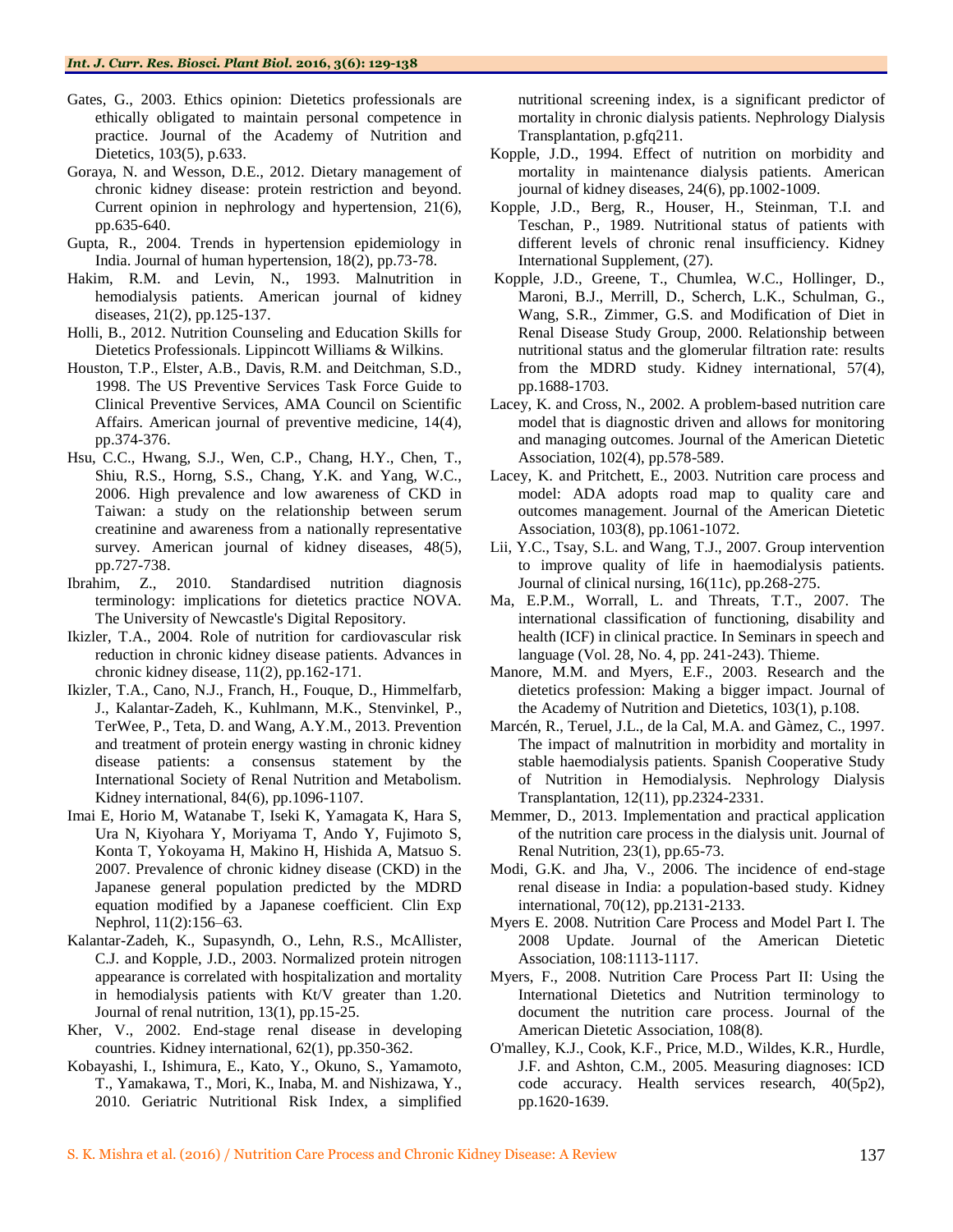Gates, G., 2003. Ethics opinion: Dietetics professionals are ethically obligated to maintain personal competence in practice. Journal of the Academy of Nutrition and Dietetics, 103(5), p.633.

Goraya, N. and Wesson, D.E., 2012. Dietary management of chronic kidney disease: protein restriction and beyond. Current opinion in nephrology and hypertension, 21(6), pp.635-640.

Gupta, R., 2004. Trends in hypertension epidemiology in India. Journal of human hypertension, 18(2), pp.73-78.

Hakim, R.M. and Levin, N., 1993. Malnutrition in hemodialysis patients. American journal of kidney diseases, 21(2), pp.125-137.

Holli, B., 2012. Nutrition Counseling and Education Skills for Dietetics Professionals. Lippincott Williams & Wilkins.

Houston, T.P., Elster, A.B., Davis, R.M. and Deitchman, S.D., 1998. The US Preventive Services Task Force Guide to Clinical Preventive Services, AMA Council on Scientific Affairs. American journal of preventive medicine, 14(4), pp.374-376.

Hsu, C.C., Hwang, S.J., Wen, C.P., Chang, H.Y., Chen, T., Shiu, R.S., Horng, S.S., Chang, Y.K. and Yang, W.C., 2006. High prevalence and low awareness of CKD in Taiwan: a study on the relationship between serum creatinine and awareness from a nationally representative survey. American journal of kidney diseases, 48(5), pp.727-738.

Ibrahim, Z., 2010. Standardised nutrition diagnosis terminology: implications for dietetics practice NOVA. The University of Newcastle's Digital Repository.

Ikizler, T.A., 2004. Role of nutrition for cardiovascular risk reduction in chronic kidney disease patients. Advances in chronic kidney disease, 11(2), pp.162-171.

Ikizler, T.A., Cano, N.J., Franch, H., Fouque, D., Himmelfarb, J., Kalantar-Zadeh, K., Kuhlmann, M.K., Stenvinkel, P., TerWee, P., Teta, D. and Wang, A.Y.M., 2013. Prevention and treatment of protein energy wasting in chronic kidney disease patients: a consensus statement by the International Society of Renal Nutrition and Metabolism. Kidney international, 84(6), pp.1096-1107.

Imai E, Horio M, Watanabe T, Iseki K, Yamagata K, Hara S, Ura N, Kiyohara Y, Moriyama T, Ando Y, Fujimoto S, Konta T, Yokoyama H, Makino H, Hishida A, Matsuo S. 2007. Prevalence of chronic kidney disease (CKD) in the Japanese general population predicted by the MDRD equation modified by a Japanese coefficient. Clin Exp Nephrol, 11(2):156–63.

Kalantar-Zadeh, K., Supasyndh, O., Lehn, R.S., McAllister, C.J. and Kopple, J.D., 2003. Normalized protein nitrogen appearance is correlated with hospitalization and mortality in hemodialysis patients with Kt/V greater than 1.20. Journal of renal nutrition, 13(1), pp.15-25.

Kher, V., 2002. End-stage renal disease in developing countries. Kidney international, 62(1), pp.350-362.

Kobayashi, I., Ishimura, E., Kato, Y., Okuno, S., Yamamoto, T., Yamakawa, T., Mori, K., Inaba, M. and Nishizawa, Y., 2010. Geriatric Nutritional Risk Index, a simplified nutritional screening index, is a significant predictor of mortality in chronic dialysis patients. Nephrology Dialysis Transplantation, p.gfq211.

Kopple, J.D., 1994. Effect of nutrition on morbidity and mortality in maintenance dialysis patients. American journal of kidney diseases, 24(6), pp.1002-1009.

Kopple, J.D., Berg, R., Houser, H., Steinman, T.I. and Teschan, P., 1989. Nutritional status of patients with different levels of chronic renal insufficiency. Kidney International Supplement, (27).

Kopple, J.D., Greene, T., Chumlea, W.C., Hollinger, D., Maroni, B.J., Merrill, D., Scherch, L.K., Schulman, G., Wang, S.R., Zimmer, G.S. and Modification of Diet in Renal Disease Study Group, 2000. Relationship between nutritional status and the glomerular filtration rate: results from the MDRD study. Kidney international, 57(4), pp.1688-1703.

Lacey, K. and Cross, N., 2002. A problem-based nutrition care model that is diagnostic driven and allows for monitoring and managing outcomes. Journal of the American Dietetic Association, 102(4), pp.578-589.

Lacey, K. and Pritchett, E., 2003. Nutrition care process and model: ADA adopts road map to quality care and outcomes management. Journal of the American Dietetic Association, 103(8), pp.1061-1072.

Lii, Y.C., Tsay, S.L. and Wang, T.J., 2007. Group intervention to improve quality of life in haemodialysis patients. Journal of clinical nursing, 16(11c), pp.268-275.

Ma, E.P.M., Worrall, L. and Threats, T.T., 2007. The international classification of functioning, disability and health (ICF) in clinical practice. In Seminars in speech and language (Vol. 28, No. 4, pp. 241-243). Thieme.

Manore, M.M. and Myers, E.F., 2003. Research and the dietetics profession: Making a bigger impact. Journal of the Academy of Nutrition and Dietetics, 103(1), p.108.

Marcén, R., Teruel, J.L., de la Cal, M.A. and Gàmez, C., 1997. The impact of malnutrition in morbidity and mortality in stable haemodialysis patients. Spanish Cooperative Study of Nutrition in Hemodialysis. Nephrology Dialysis Transplantation, 12(11), pp.2324-2331.

Memmer, D., 2013. Implementation and practical application of the nutrition care process in the dialysis unit. Journal of Renal Nutrition, 23(1), pp.65-73.

Modi, G.K. and Jha, V., 2006. The incidence of end-stage renal disease in India: a population-based study. Kidney international, 70(12), pp.2131-2133.

Myers E. 2008. Nutrition Care Process and Model Part I. The 2008 Update. Journal of the American Dietetic Association, 108:1113-1117.

Myers, F., 2008. Nutrition Care Process Part II: Using the International Dietetics and Nutrition terminology to document the nutrition care process. Journal of the American Dietetic Association, 108(8).

O'malley, K.J., Cook, K.F., Price, M.D., Wildes, K.R., Hurdle, J.F. and Ashton, C.M., 2005. Measuring diagnoses: ICD code accuracy. Health services research, 40(5p2), pp.1620-1639.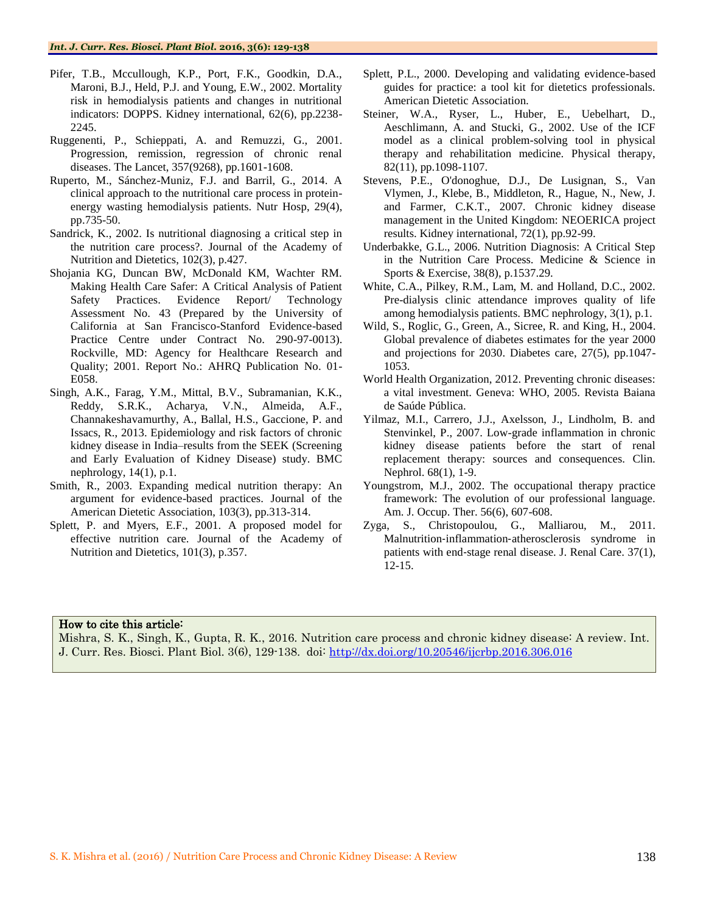Pifer, T.B., Mccullough, K.P., Port, F.K., Goodkin, D.A., Maroni, B.J., Held, P.J. and Young, E.W., 2002. Mortality risk in hemodialysis patients and changes in nutritional indicators: DOPPS. Kidney international, 62(6), pp.2238-2245.

Ruggenenti, P., Schieppati, A. and Remuzzi, G., 2001. Progression, remission, regression of chronic renal diseases. The Lancet, 357(9268), pp.1601-1608.

Ruperto, M., Sánchez-Muniz, F.J. and Barril, G., 2014. A clinical approach to the nutritional care process in protein-energy wasting hemodialysis patients. Nutr Hosp, 29(4), pp.735-50.

Sandrick, K., 2002. Is nutritional diagnosing a critical step in the nutrition care process?. Journal of the Academy of Nutrition and Dietetics, 102(3), p.427.

Shojania KG, Duncan BW, McDonald KM, Wachter RM. Making Health Care Safer: A Critical Analysis of Patient Safety Practices. Evidence Report/ Technology Assessment No. 43 (Prepared by the University of California at San Francisco-Stanford Evidence-based Practice Centre under Contract No. 290-97-0013). Rockville, MD: Agency for Healthcare Research and Quality; 2001. Report No.: AHRQ Publication No. 01-E058.

Singh, A.K., Farag, Y.M., Mittal, B.V., Subramanian, K.K., Reddy, S.R.K., Acharya, V.N., Almeida, A.F., Channakeshavamurthy, A., Ballal, H.S., Gaccione, P. and Issacs, R., 2013. Epidemiology and risk factors of chronic kidney disease in India–results from the SEEK (Screening and Early Evaluation of Kidney Disease) study. BMC nephrology, 14(1), p.1.

Smith, R., 2003. Expanding medical nutrition therapy: An argument for evidence-based practices. Journal of the American Dietetic Association, 103(3), pp.313-314.

Splett, P. and Myers, E.F., 2001. A proposed model for effective nutrition care. Journal of the Academy of Nutrition and Dietetics, 101(3), p.357.

Splett, P.L., 2000. Developing and validating evidence-based guides for practice: a tool kit for dietetics professionals. American Dietetic Association.

Steiner, W.A., Ryser, L., Huber, E., Uebelhart, D., Aeschlimann, A. and Stucki, G., 2002. Use of the ICF model as a clinical problem-solving tool in physical therapy and rehabilitation medicine. Physical therapy, 82(11), pp.1098-1107.

Stevens, P.E., O'donoghue, D.J., De Lusignan, S., Van Vlymen, J., Klebe, B., Middleton, R., Hague, N., New, J. and Farmer, C.K.T., 2007. Chronic kidney disease management in the United Kingdom: NEOERICA project results. Kidney international, 72(1), pp.92-99.

Underbakke, G.L., 2006. Nutrition Diagnosis: A Critical Step in the Nutrition Care Process. Medicine & Science in Sports & Exercise, 38(8), p.1537.29.

White, C.A., Pilkey, R.M., Lam, M. and Holland, D.C., 2002. Pre-dialysis clinic attendance improves quality of life among hemodialysis patients. BMC nephrology, 3(1), p.1.

Wild, S., Roglic, G., Green, A., Sicree, R. and King, H., 2004. Global prevalence of diabetes estimates for the year 2000 and projections for 2030. Diabetes care, 27(5), pp.1047-1053.

World Health Organization, 2012. Preventing chronic diseases: a vital investment. Geneva: WHO, 2005. Revista Baiana de Saúde Pública.

Yilmaz, M.I., Carrero, J.J., Axelsson, J., Lindholm, B. and Stenvinkel, P., 2007. Low-grade inflammation in chronic kidney disease patients before the start of renal replacement therapy: sources and consequences. Clin. Nephrol. 68(1), 1-9.

Youngstrom, M.J., 2002. The occupational therapy practice framework: The evolution of our professional language. Am. J. Occup. Ther. 56(6), 607-608.

Zyga, S., Christopoulou, G., Malliarou, M., 2011. Malnutrition-inflammation-atherosclerosis syndrome in patients with end-stage renal disease. J. Renal Care. 37(1), 12-15.

**How to cite this article:**

Mishra, S. K., Singh, K., Gupta, R. K., 2016. Nutrition care process and chronic kidney disease: A review. Int. J. Curr. Res. Biosci. Plant Biol. 3(6), 129-138. doi: http://dx.doi.org/10.20546/ijcrbp.2016.306.016